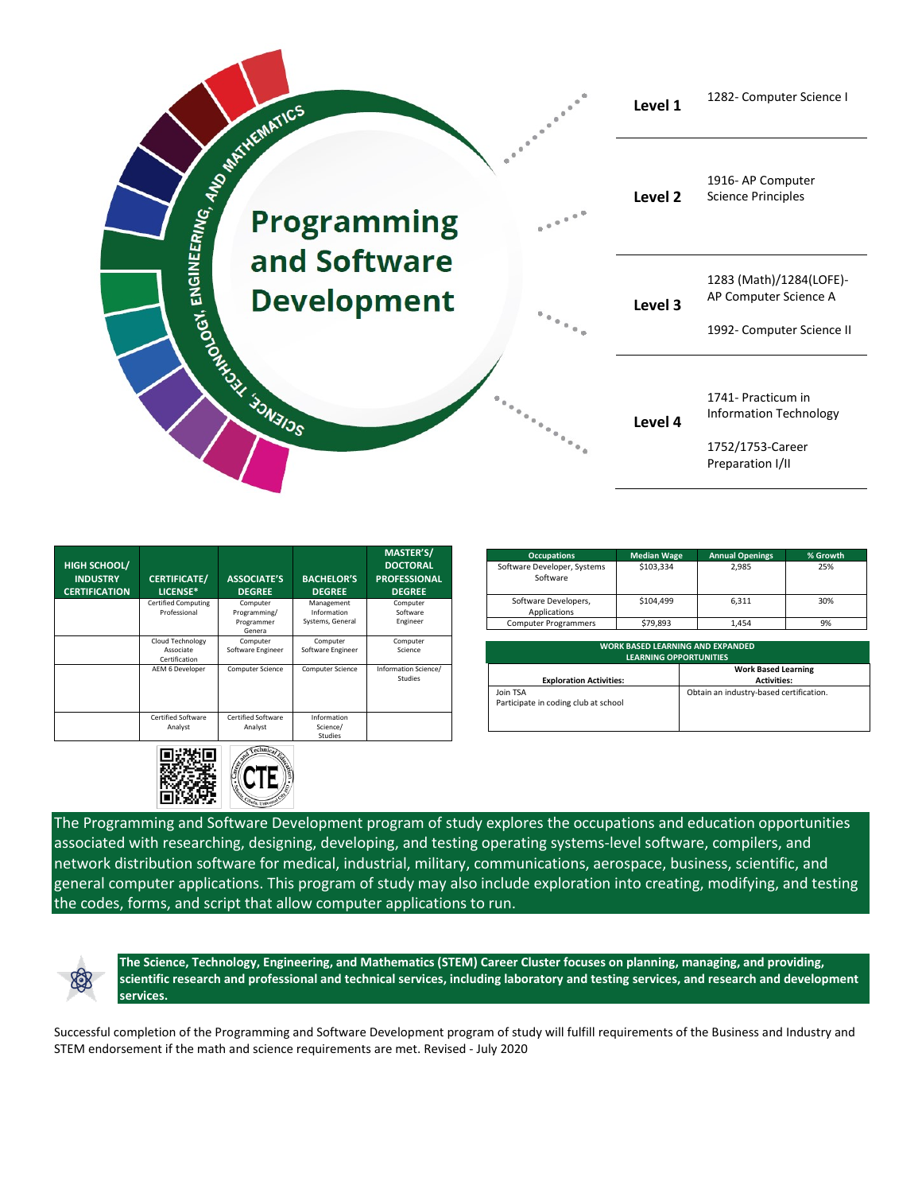# Programming and Software Development

SCIENCE, TECHNOLOGY, ENGINEERING, AND MATHEMATICS

| Level | Courses |
|---|---|
| **Level 1** | 1282- Computer Science I |
| **Level 2** | 1916- AP Computer Science Principles |
| **Level 3** | 1283 (Math)/1284(LOFE)- AP Computer Science A<br>1992- Computer Science II |
| **Level 4** | 1741- Practicum in Information Technology<br>1752/1753-Career Preparation I/II |

| HIGH SCHOOL/ INDUSTRY CERTIFICATION | CERTIFICATE/ LICENSE* | ASSOCIATE'S DEGREE | BACHELOR'S DEGREE | MASTER'S/ DOCTORAL PROFESSIONAL DEGREE |
|---|---|---|---|---|
| | Certified Computing Professional | Computer Programming/ Programmer Genera | Management Information Systems, General | Computer Software Engineer |
| | Cloud Technology Associate Certification | Computer Software Engineer | Computer Software Engineer | Computer Science |
| | AEM 6 Developer | Computer Science | Computer Science | Information Science/ Studies |
| | Certified Software Analyst | Certified Software Analyst | Information Science/ Studies | |

| Occupations | Median Wage | Annual Openings | % Growth |
|---|---|---|---|
| Software Developer, Systems Software | $103,334 | 2,985 | 25% |
| Software Developers, Applications | $104,499 | 6,311 | 30% |
| Computer Programmers | $79,893 | 1,454 | 9% |

| WORK BASED LEARNING AND EXPANDED LEARNING OPPORTUNITIES | |
|---|---|
| **Exploration Activities:** | **Work Based Learning Activities:** |
| Join TSA<br>Participate in coding club at school | Obtain an industry-based certification. |

The Programming and Software Development program of study explores the occupations and education opportunities associated with researching, designing, developing, and testing operating systems-level software, compilers, and network distribution software for medical, industrial, military, communications, aerospace, business, scientific, and general computer applications. This program of study may also include exploration into creating, modifying, and testing the codes, forms, and script that allow computer applications to run.

**The Science, Technology, Engineering, and Mathematics (STEM) Career Cluster focuses on planning, managing, and providing, scientific research and professional and technical services, including laboratory and testing services, and research and development services.**

Successful completion of the Programming and Software Development program of study will fulfill requirements of the Business and Industry and STEM endorsement if the math and science requirements are met. Revised - July 2020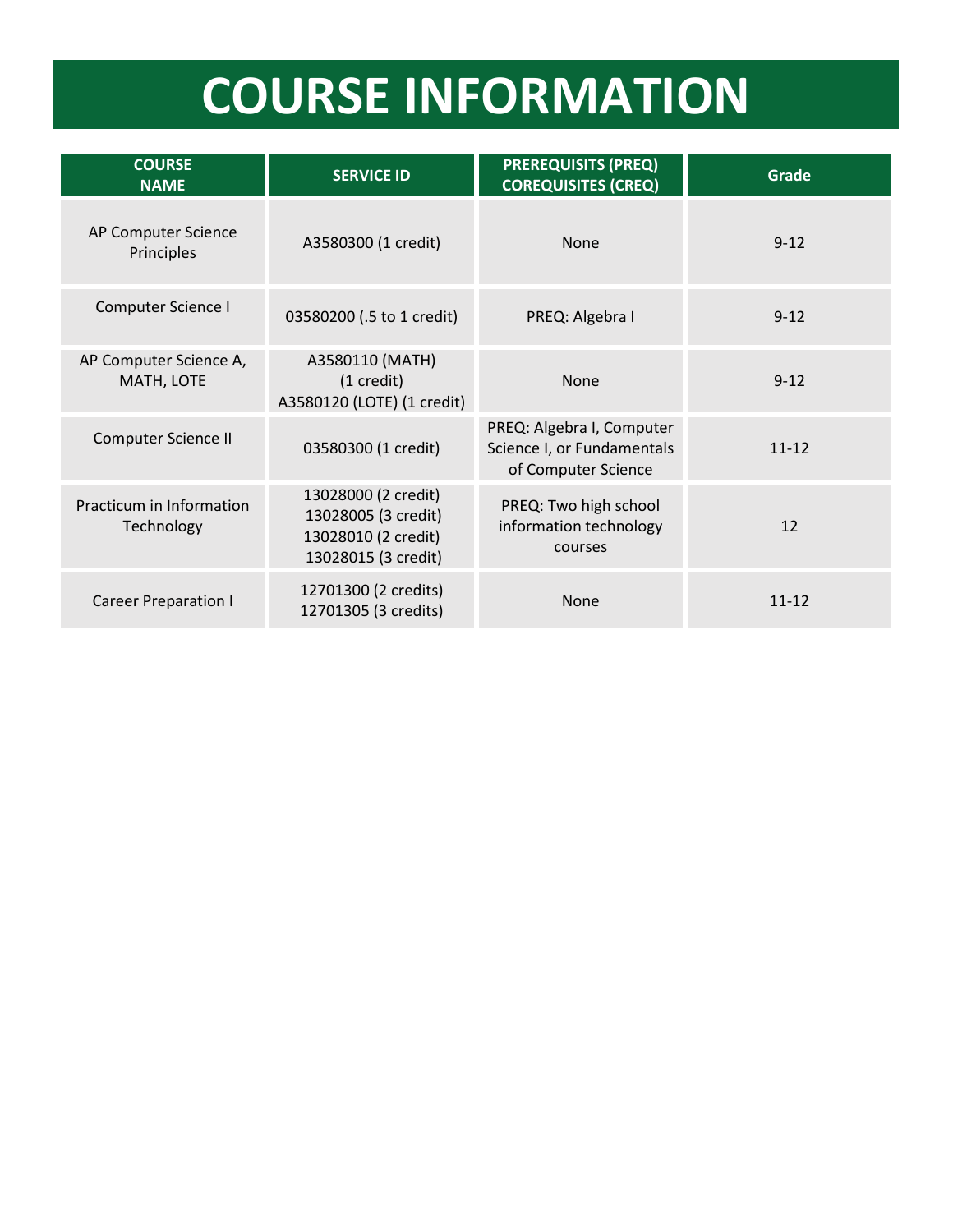# COURSE INFORMATION

| COURSE NAME | SERVICE ID | PREREQUISITS (PREQ) COREQUISITES (CREQ) | Grade |
|---|---|---|---|
| AP Computer Science Principles | A3580300 (1 credit) | None | 9-12 |
| Computer Science I | 03580200 (.5 to 1 credit) | PREQ: Algebra I | 9-12 |
| AP Computer Science A, MATH, LOTE | A3580110 (MATH) (1 credit) A3580120 (LOTE) (1 credit) | None | 9-12 |
| Computer Science II | 03580300 (1 credit) | PREQ: Algebra I, Computer Science I, or Fundamentals of Computer Science | 11-12 |
| Practicum in Information Technology | 13028000 (2 credit) 13028005 (3 credit) 13028010 (2 credit) 13028015 (3 credit) | PREQ: Two high school information technology courses | 12 |
| Career Preparation I | 12701300 (2 credits) 12701305 (3 credits) | None | 11-12 |